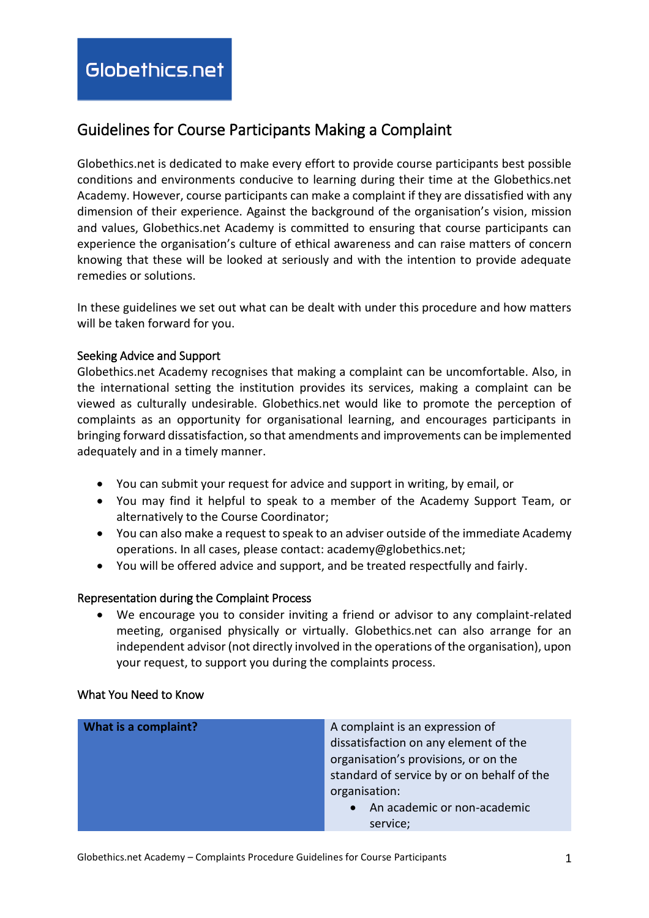# Globethics.net

## Guidelines for Course Participants Making a Complaint

Globethics.net is dedicated to make every effort to provide course participants best possible conditions and environments conducive to learning during their time at the Globethics.net Academy. However, course participants can make a complaint if they are dissatisfied with any dimension of their experience. Against the background of the organisation's vision, mission and values, Globethics.net Academy is committed to ensuring that course participants can experience the organisation's culture of ethical awareness and can raise matters of concern knowing that these will be looked at seriously and with the intention to provide adequate remedies or solutions.

In these guidelines we set out what can be dealt with under this procedure and how matters will be taken forward for you.

### Seeking Advice and Support

Globethics.net Academy recognises that making a complaint can be uncomfortable. Also, in the international setting the institution provides its services, making a complaint can be viewed as culturally undesirable. Globethics.net would like to promote the perception of complaints as an opportunity for organisational learning, and encourages participants in bringing forward dissatisfaction, so that amendments and improvements can be implemented adequately and in a timely manner.

- You can submit your request for advice and support in writing, by email, or
- You may find it helpful to speak to a member of the Academy Support Team, or alternatively to the Course Coordinator;
- You can also make a request to speak to an adviser outside of the immediate Academy operations. In all cases, please contact: academy@globethics.net;
- You will be offered advice and support, and be treated respectfully and fairly.

### Representation during the Complaint Process

- We encourage you to consider inviting a friend or advisor to any complaint-related meeting, organised physically or virtually. Globethics.net can also arrange for an independent advisor (not directly involved in the operations of the organisation), upon your request, to support you during the complaints process.

### What You Need to Know

| | |
|---|---|
| **What is a complaint?** | A complaint is an expression of dissatisfaction on any element of the organisation's provisions, or on the standard of service by or on behalf of the organisation:<br>• An academic or non-academic service; |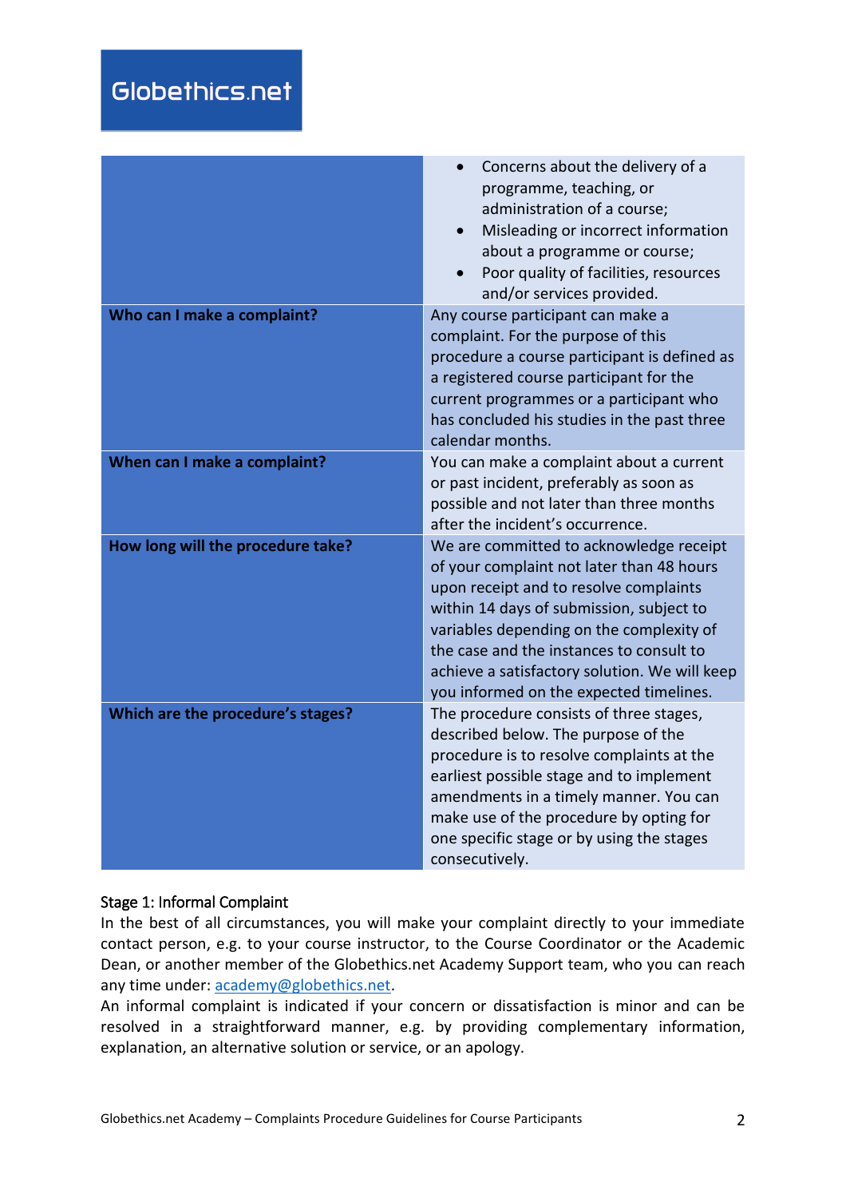| | |
|---|---|
| | <ul><li>Concerns about the delivery of a programme, teaching, or administration of a course;</li><li>Misleading or incorrect information about a programme or course;</li><li>Poor quality of facilities, resources and/or services provided.</li></ul> |
| **Who can I make a complaint?** | Any course participant can make a complaint. For the purpose of this procedure a course participant is defined as a registered course participant for the current programmes or a participant who has concluded his studies in the past three calendar months. |
| **When can I make a complaint?** | You can make a complaint about a current or past incident, preferably as soon as possible and not later than three months after the incident's occurrence. |
| **How long will the procedure take?** | We are committed to acknowledge receipt of your complaint not later than 48 hours upon receipt and to resolve complaints within 14 days of submission, subject to variables depending on the complexity of the case and the instances to consult to achieve a satisfactory solution. We will keep you informed on the expected timelines. |
| **Which are the procedure's stages?** | The procedure consists of three stages, described below. The purpose of the procedure is to resolve complaints at the earliest possible stage and to implement amendments in a timely manner. You can make use of the procedure by opting for one specific stage or by using the stages consecutively. |

## Stage 1: Informal Complaint

In the best of all circumstances, you will make your complaint directly to your immediate contact person, e.g. to your course instructor, to the Course Coordinator or the Academic Dean, or another member of the Globethics.net Academy Support team, who you can reach any time under: [academy@globethics.net](mailto:academy@globethics.net).

An informal complaint is indicated if your concern or dissatisfaction is minor and can be resolved in a straightforward manner, e.g. by providing complementary information, explanation, an alternative solution or service, or an apology.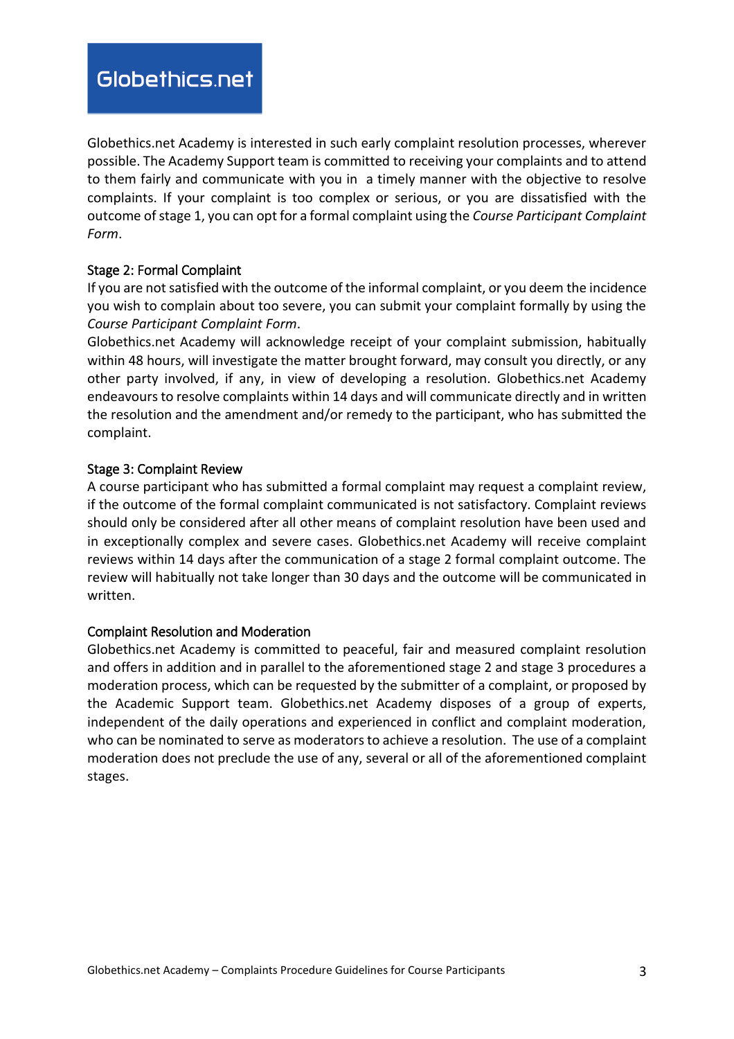Globethics.net Academy is interested in such early complaint resolution processes, wherever possible. The Academy Support team is committed to receiving your complaints and to attend to them fairly and communicate with you in a timely manner with the objective to resolve complaints. If your complaint is too complex or serious, or you are dissatisfied with the outcome of stage 1, you can opt for a formal complaint using the *Course Participant Complaint Form*.

### Stage 2: Formal Complaint

If you are not satisfied with the outcome of the informal complaint, or you deem the incidence you wish to complain about too severe, you can submit your complaint formally by using the *Course Participant Complaint Form*.

Globethics.net Academy will acknowledge receipt of your complaint submission, habitually within 48 hours, will investigate the matter brought forward, may consult you directly, or any other party involved, if any, in view of developing a resolution. Globethics.net Academy endeavours to resolve complaints within 14 days and will communicate directly and in written the resolution and the amendment and/or remedy to the participant, who has submitted the complaint.

### Stage 3: Complaint Review

A course participant who has submitted a formal complaint may request a complaint review, if the outcome of the formal complaint communicated is not satisfactory. Complaint reviews should only be considered after all other means of complaint resolution have been used and in exceptionally complex and severe cases. Globethics.net Academy will receive complaint reviews within 14 days after the communication of a stage 2 formal complaint outcome. The review will habitually not take longer than 30 days and the outcome will be communicated in written.

### Complaint Resolution and Moderation

Globethics.net Academy is committed to peaceful, fair and measured complaint resolution and offers in addition and in parallel to the aforementioned stage 2 and stage 3 procedures a moderation process, which can be requested by the submitter of a complaint, or proposed by the Academic Support team. Globethics.net Academy disposes of a group of experts, independent of the daily operations and experienced in conflict and complaint moderation, who can be nominated to serve as moderators to achieve a resolution. The use of a complaint moderation does not preclude the use of any, several or all of the aforementioned complaint stages.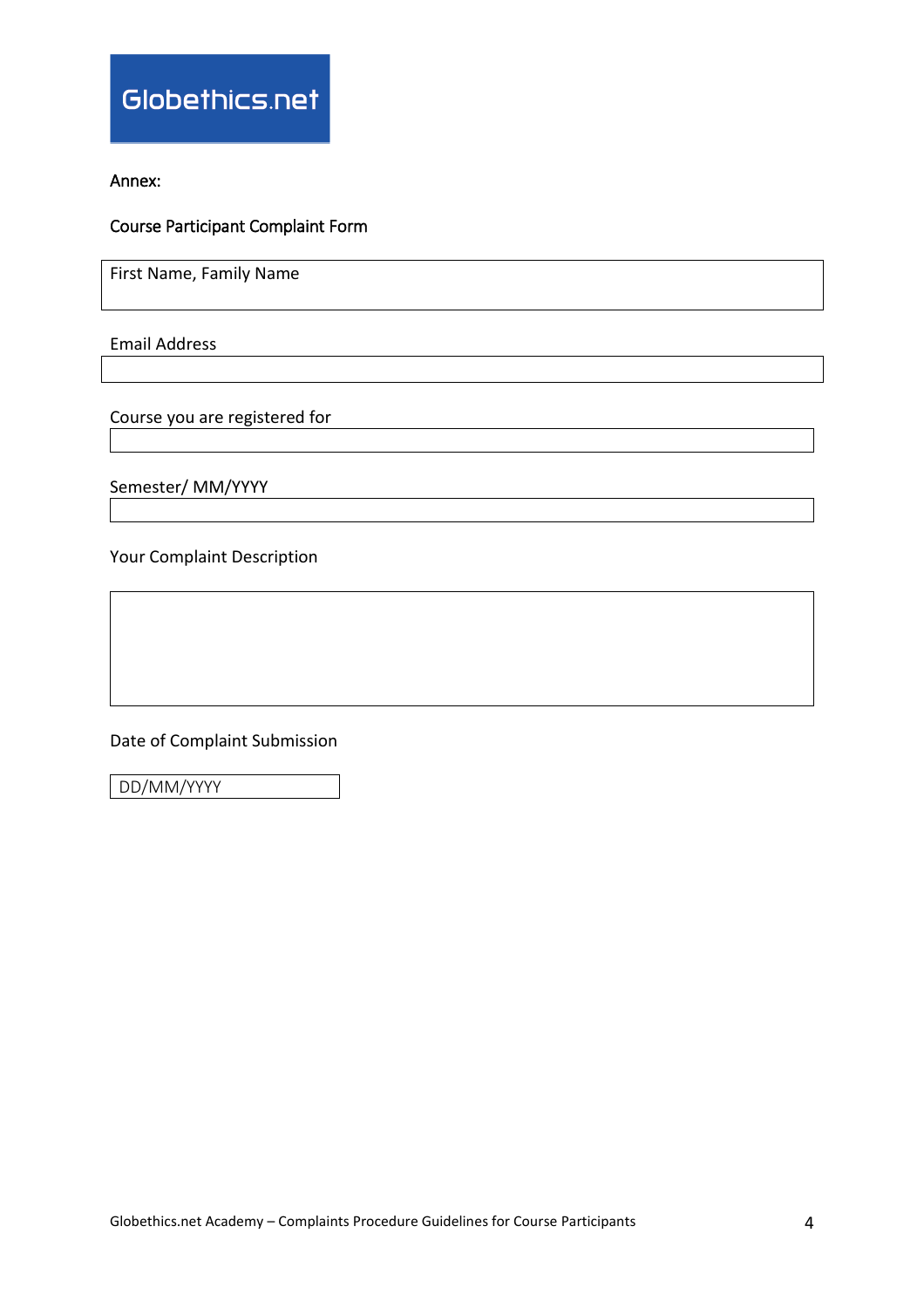Globethics.net

Annex:

Course Participant Complaint Form

First Name, Family Name

Email Address

Course you are registered for

Semester/ MM/YYYY

Your Complaint Description

Date of Complaint Submission

DD/MM/YYYY